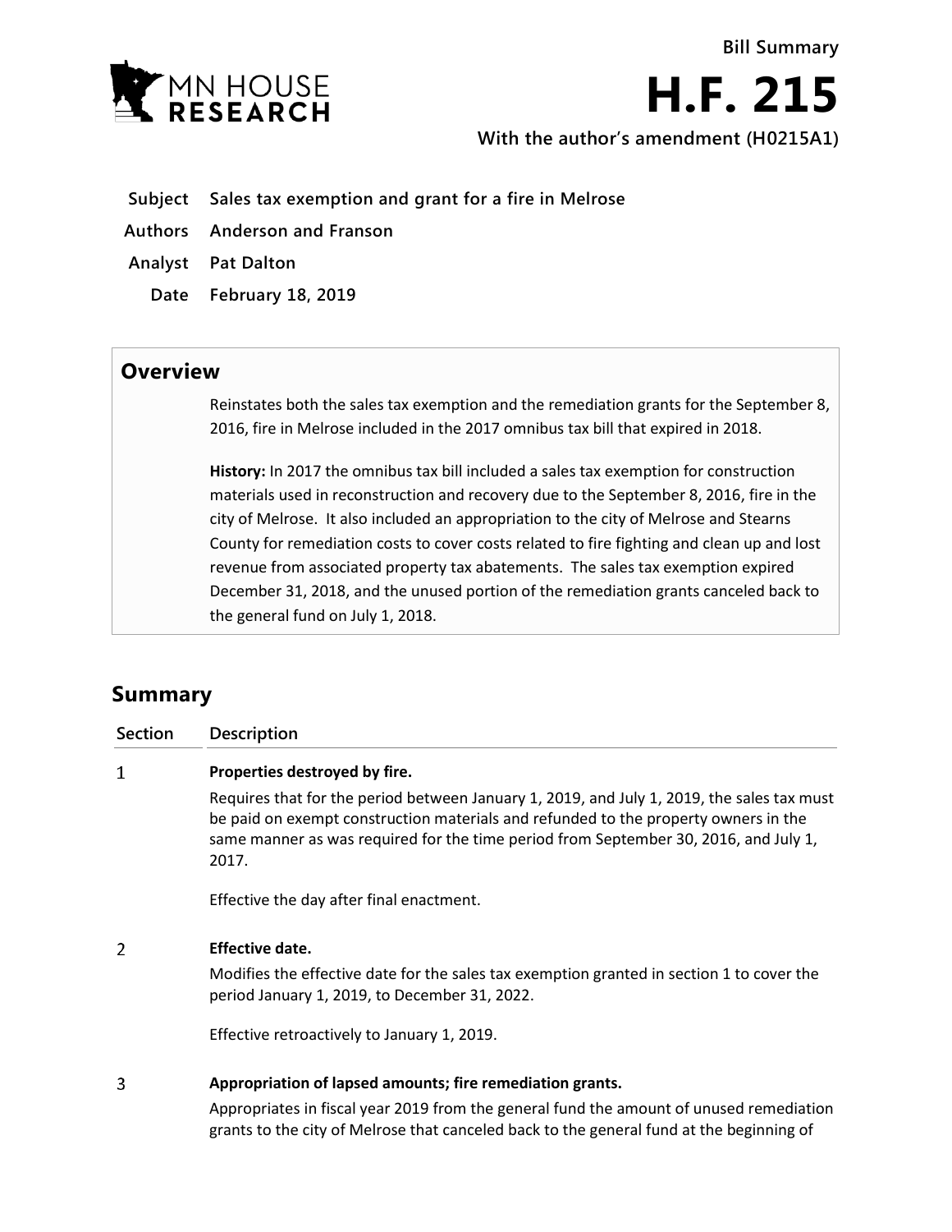Bill Summary

# H.F. 215

**With the author's amendment (H0215A1)**

**Subject** Sales tax exemption and grant for a fire in Melrose

**Authors** Anderson and Franson

**Analyst** Pat Dalton

**Date** February 18, 2019

## Overview

Reinstates both the sales tax exemption and the remediation grants for the September 8, 2016, fire in Melrose included in the 2017 omnibus tax bill that expired in 2018.

**History:** In 2017 the omnibus tax bill included a sales tax exemption for construction materials used in reconstruction and recovery due to the September 8, 2016, fire in the city of Melrose. It also included an appropriation to the city of Melrose and Stearns County for remediation costs to cover costs related to fire fighting and clean up and lost revenue from associated property tax abatements. The sales tax exemption expired December 31, 2018, and the unused portion of the remediation grants canceled back to the general fund on July 1, 2018.

## Summary

| Section | Description |
|---|---|
| 1 | **Properties destroyed by fire.**<br><br>Requires that for the period between January 1, 2019, and July 1, 2019, the sales tax must be paid on exempt construction materials and refunded to the property owners in the same manner as was required for the time period from September 30, 2016, and July 1, 2017.<br><br>Effective the day after final enactment. |
| 2 | **Effective date.**<br><br>Modifies the effective date for the sales tax exemption granted in section 1 to cover the period January 1, 2019, to December 31, 2022.<br><br>Effective retroactively to January 1, 2019. |
| 3 | **Appropriation of lapsed amounts; fire remediation grants.**<br><br>Appropriates in fiscal year 2019 from the general fund the amount of unused remediation grants to the city of Melrose that canceled back to the general fund at the beginning of |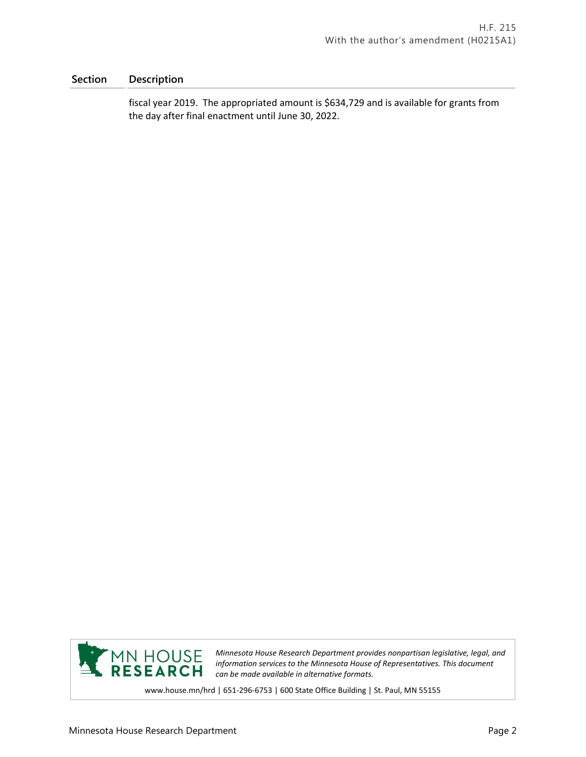| Section | Description |
|---|---|
| | fiscal year 2019. The appropriated amount is $634,729 and is available for grants from the day after final enactment until June 30, 2022. |

*Minnesota House Research Department provides nonpartisan legislative, legal, and information services to the Minnesota House of Representatives. This document can be made available in alternative formats.*

www.house.mn/hrd | 651-296-6753 | 600 State Office Building | St. Paul, MN 55155